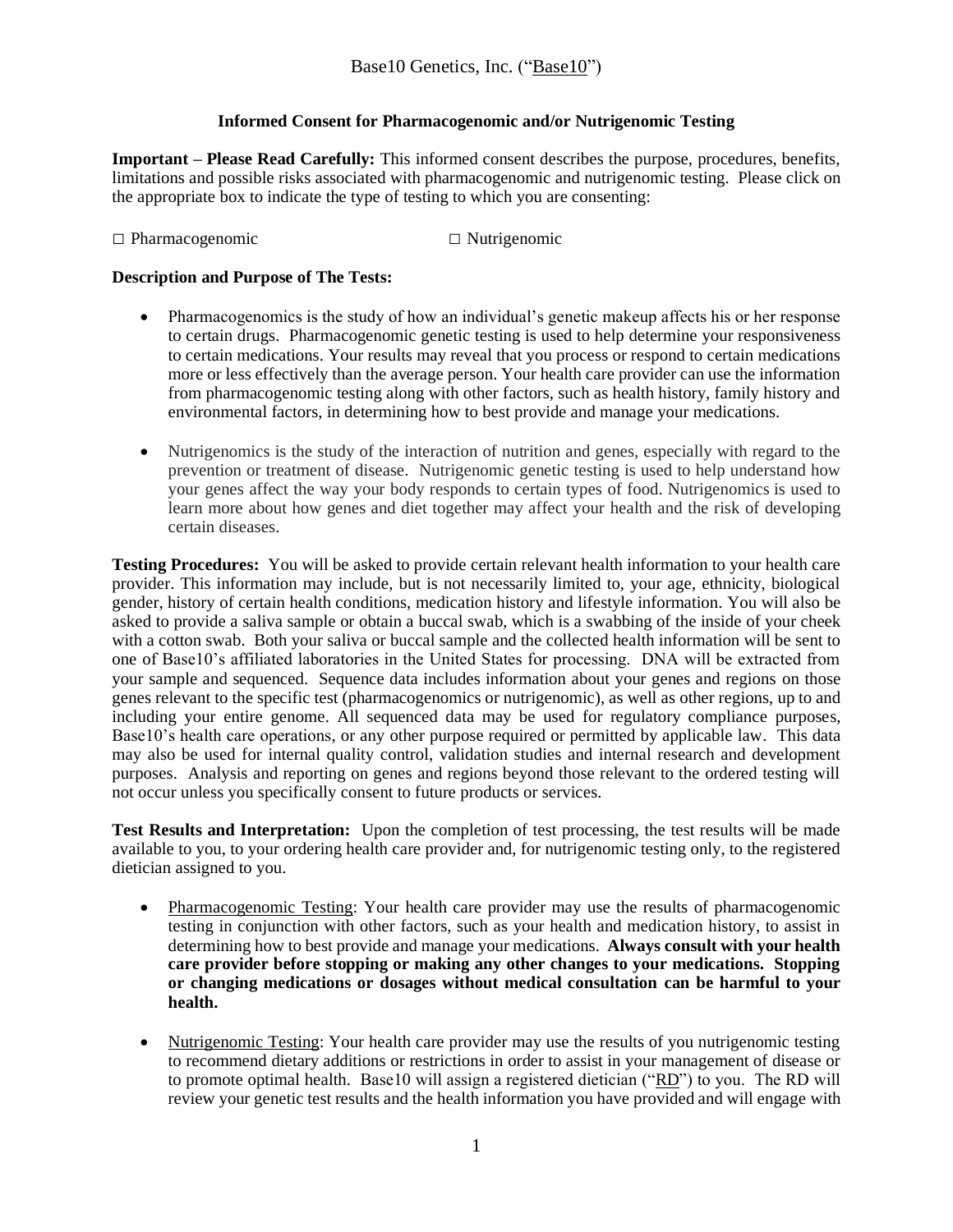Base10 Genetics, Inc. ("Base10")

## Informed Consent for Pharmacogenomic and/or Nutrigenomic Testing

**Important – Please Read Carefully:** This informed consent describes the purpose, procedures, benefits, limitations and possible risks associated with pharmacogenomic and nutrigenomic testing. Please click on the appropriate box to indicate the type of testing to which you are consenting:

□ Pharmacogenomic □ Nutrigenomic

**Description and Purpose of The Tests:**

- Pharmacogenomics is the study of how an individual's genetic makeup affects his or her response to certain drugs. Pharmacogenomic genetic testing is used to help determine your responsiveness to certain medications. Your results may reveal that you process or respond to certain medications more or less effectively than the average person. Your health care provider can use the information from pharmacogenomic testing along with other factors, such as health history, family history and environmental factors, in determining how to best provide and manage your medications.

- Nutrigenomics is the study of the interaction of nutrition and genes, especially with regard to the prevention or treatment of disease. Nutrigenomic genetic testing is used to help understand how your genes affect the way your body responds to certain types of food. Nutrigenomics is used to learn more about how genes and diet together may affect your health and the risk of developing certain diseases.

**Testing Procedures:** You will be asked to provide certain relevant health information to your health care provider. This information may include, but is not necessarily limited to, your age, ethnicity, biological gender, history of certain health conditions, medication history and lifestyle information. You will also be asked to provide a saliva sample or obtain a buccal swab, which is a swabbing of the inside of your cheek with a cotton swab. Both your saliva or buccal sample and the collected health information will be sent to one of Base10's affiliated laboratories in the United States for processing. DNA will be extracted from your sample and sequenced. Sequence data includes information about your genes and regions on those genes relevant to the specific test (pharmacogenomics or nutrigenomic), as well as other regions, up to and including your entire genome. All sequenced data may be used for regulatory compliance purposes, Base10's health care operations, or any other purpose required or permitted by applicable law. This data may also be used for internal quality control, validation studies and internal research and development purposes. Analysis and reporting on genes and regions beyond those relevant to the ordered testing will not occur unless you specifically consent to future products or services.

**Test Results and Interpretation:** Upon the completion of test processing, the test results will be made available to you, to your ordering health care provider and, for nutrigenomic testing only, to the registered dietician assigned to you.

- Pharmacogenomic Testing: Your health care provider may use the results of pharmacogenomic testing in conjunction with other factors, such as your health and medication history, to assist in determining how to best provide and manage your medications. **Always consult with your health care provider before stopping or making any other changes to your medications. Stopping or changing medications or dosages without medical consultation can be harmful to your health.**

- Nutrigenomic Testing: Your health care provider may use the results of you nutrigenomic testing to recommend dietary additions or restrictions in order to assist in your management of disease or to promote optimal health. Base10 will assign a registered dietician ("RD") to you. The RD will review your genetic test results and the health information you have provided and will engage with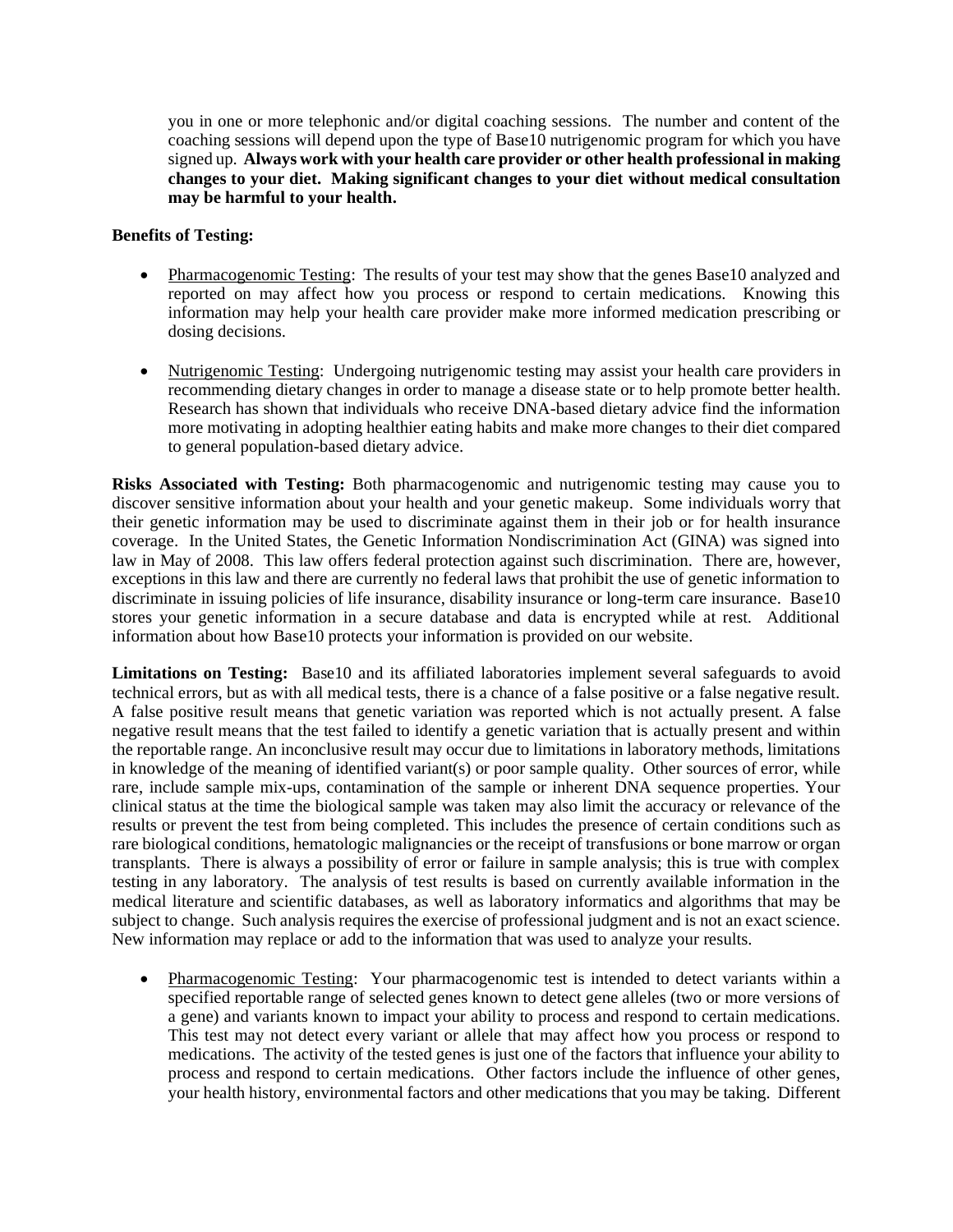you in one or more telephonic and/or digital coaching sessions. The number and content of the coaching sessions will depend upon the type of Base10 nutrigenomic program for which you have signed up. **Always work with your health care provider or other health professional in making changes to your diet. Making significant changes to your diet without medical consultation may be harmful to your health.**

**Benefits of Testing:**

- Pharmacogenomic Testing: The results of your test may show that the genes Base10 analyzed and reported on may affect how you process or respond to certain medications. Knowing this information may help your health care provider make more informed medication prescribing or dosing decisions.

- Nutrigenomic Testing: Undergoing nutrigenomic testing may assist your health care providers in recommending dietary changes in order to manage a disease state or to help promote better health. Research has shown that individuals who receive DNA-based dietary advice find the information more motivating in adopting healthier eating habits and make more changes to their diet compared to general population-based dietary advice.

**Risks Associated with Testing:** Both pharmacogenomic and nutrigenomic testing may cause you to discover sensitive information about your health and your genetic makeup. Some individuals worry that their genetic information may be used to discriminate against them in their job or for health insurance coverage. In the United States, the Genetic Information Nondiscrimination Act (GINA) was signed into law in May of 2008. This law offers federal protection against such discrimination. There are, however, exceptions in this law and there are currently no federal laws that prohibit the use of genetic information to discriminate in issuing policies of life insurance, disability insurance or long-term care insurance. Base10 stores your genetic information in a secure database and data is encrypted while at rest. Additional information about how Base10 protects your information is provided on our website.

**Limitations on Testing:** Base10 and its affiliated laboratories implement several safeguards to avoid technical errors, but as with all medical tests, there is a chance of a false positive or a false negative result. A false positive result means that genetic variation was reported which is not actually present. A false negative result means that the test failed to identify a genetic variation that is actually present and within the reportable range. An inconclusive result may occur due to limitations in laboratory methods, limitations in knowledge of the meaning of identified variant(s) or poor sample quality. Other sources of error, while rare, include sample mix-ups, contamination of the sample or inherent DNA sequence properties. Your clinical status at the time the biological sample was taken may also limit the accuracy or relevance of the results or prevent the test from being completed. This includes the presence of certain conditions such as rare biological conditions, hematologic malignancies or the receipt of transfusions or bone marrow or organ transplants. There is always a possibility of error or failure in sample analysis; this is true with complex testing in any laboratory. The analysis of test results is based on currently available information in the medical literature and scientific databases, as well as laboratory informatics and algorithms that may be subject to change. Such analysis requires the exercise of professional judgment and is not an exact science. New information may replace or add to the information that was used to analyze your results.

- Pharmacogenomic Testing: Your pharmacogenomic test is intended to detect variants within a specified reportable range of selected genes known to detect gene alleles (two or more versions of a gene) and variants known to impact your ability to process and respond to certain medications. This test may not detect every variant or allele that may affect how you process or respond to medications. The activity of the tested genes is just one of the factors that influence your ability to process and respond to certain medications. Other factors include the influence of other genes, your health history, environmental factors and other medications that you may be taking. Different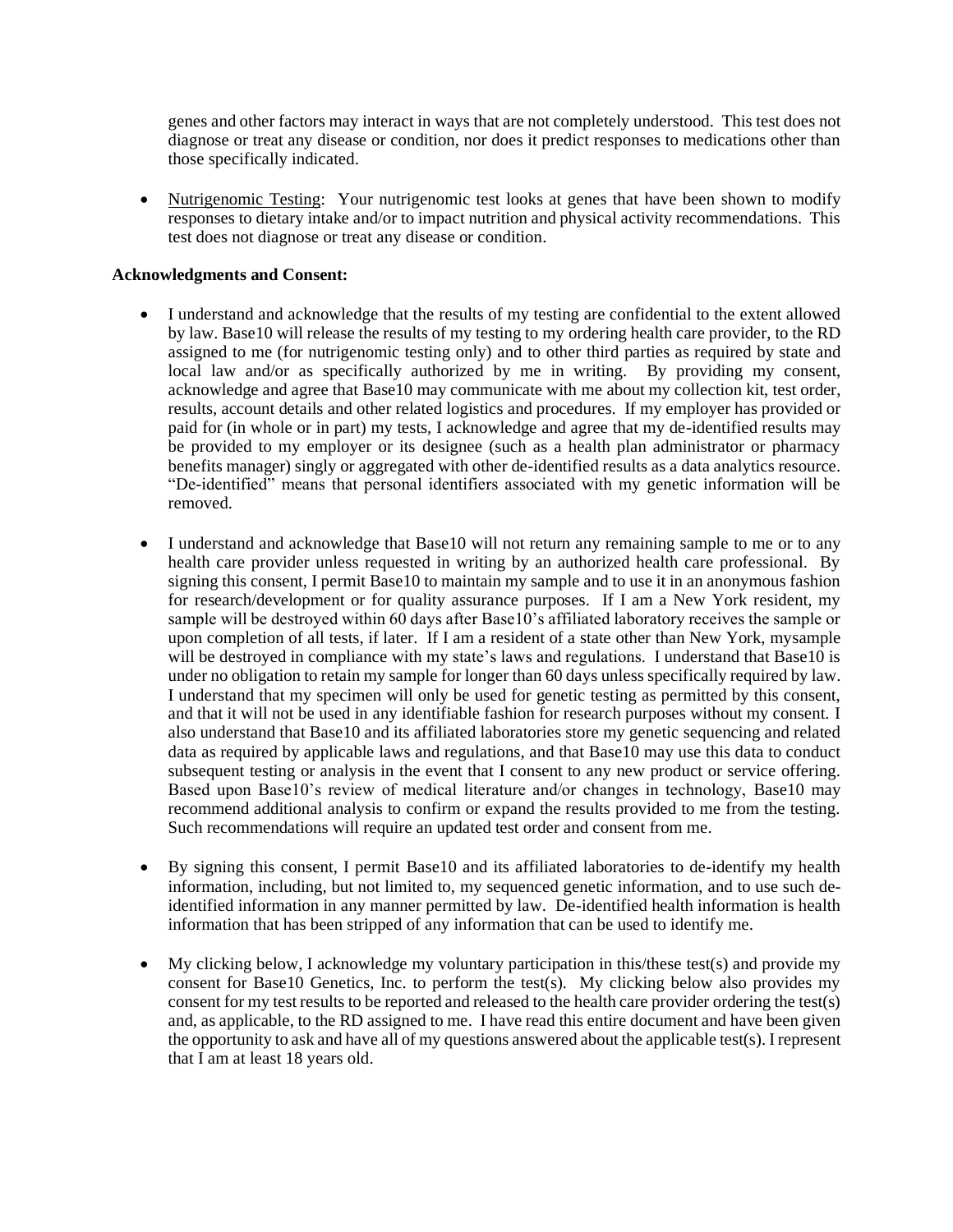genes and other factors may interact in ways that are not completely understood. This test does not diagnose or treat any disease or condition, nor does it predict responses to medications other than those specifically indicated.

- Nutrigenomic Testing: Your nutrigenomic test looks at genes that have been shown to modify responses to dietary intake and/or to impact nutrition and physical activity recommendations. This test does not diagnose or treat any disease or condition.

**Acknowledgments and Consent:**

- I understand and acknowledge that the results of my testing are confidential to the extent allowed by law. Base10 will release the results of my testing to my ordering health care provider, to the RD assigned to me (for nutrigenomic testing only) and to other third parties as required by state and local law and/or as specifically authorized by me in writing. By providing my consent, acknowledge and agree that Base10 may communicate with me about my collection kit, test order, results, account details and other related logistics and procedures. If my employer has provided or paid for (in whole or in part) my tests, I acknowledge and agree that my de-identified results may be provided to my employer or its designee (such as a health plan administrator or pharmacy benefits manager) singly or aggregated with other de-identified results as a data analytics resource. "De-identified" means that personal identifiers associated with my genetic information will be removed.

- I understand and acknowledge that Base10 will not return any remaining sample to me or to any health care provider unless requested in writing by an authorized health care professional. By signing this consent, I permit Base10 to maintain my sample and to use it in an anonymous fashion for research/development or for quality assurance purposes. If I am a New York resident, my sample will be destroyed within 60 days after Base10's affiliated laboratory receives the sample or upon completion of all tests, if later. If I am a resident of a state other than New York, mysample will be destroyed in compliance with my state's laws and regulations. I understand that Base10 is under no obligation to retain my sample for longer than 60 days unless specifically required by law. I understand that my specimen will only be used for genetic testing as permitted by this consent, and that it will not be used in any identifiable fashion for research purposes without my consent. I also understand that Base10 and its affiliated laboratories store my genetic sequencing and related data as required by applicable laws and regulations, and that Base10 may use this data to conduct subsequent testing or analysis in the event that I consent to any new product or service offering. Based upon Base10's review of medical literature and/or changes in technology, Base10 may recommend additional analysis to confirm or expand the results provided to me from the testing. Such recommendations will require an updated test order and consent from me.

- By signing this consent, I permit Base10 and its affiliated laboratories to de-identify my health information, including, but not limited to, my sequenced genetic information, and to use such de-identified information in any manner permitted by law. De-identified health information is health information that has been stripped of any information that can be used to identify me.

- My clicking below, I acknowledge my voluntary participation in this/these test(s) and provide my consent for Base10 Genetics, Inc. to perform the test(s). My clicking below also provides my consent for my test results to be reported and released to the health care provider ordering the test(s) and, as applicable, to the RD assigned to me. I have read this entire document and have been given the opportunity to ask and have all of my questions answered about the applicable test(s). I represent that I am at least 18 years old.